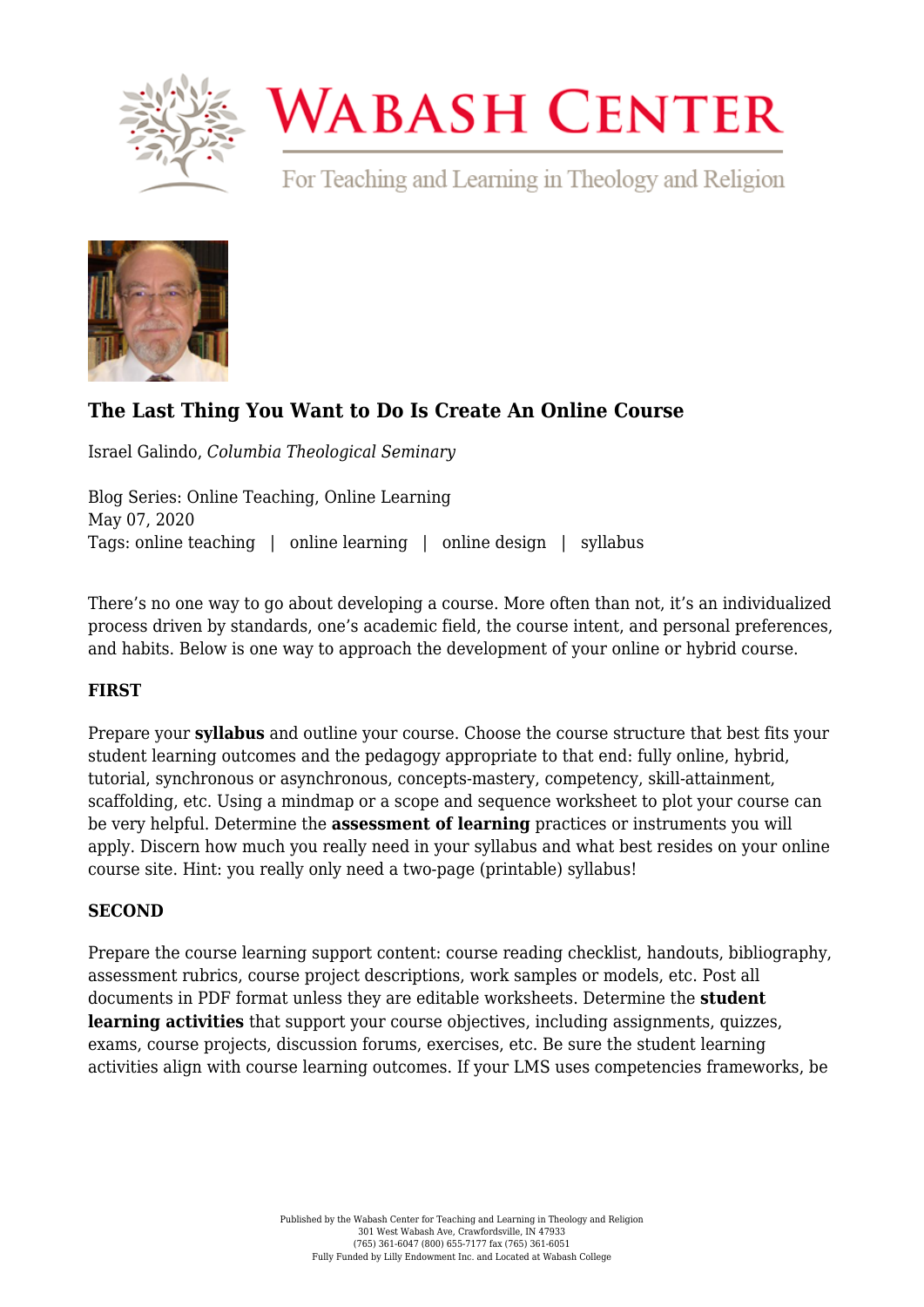# The Last Thing You Want to Do Is Create An Online Course

Israel Galindo, *Columbia Theological Seminary*

Blog Series: Online Teaching, Online Learning
May 07, 2020
Tags: online teaching | online learning | online design | syllabus

There's no one way to go about developing a course. More often than not, it's an individualized process driven by standards, one's academic field, the course intent, and personal preferences, and habits. Below is one way to approach the development of your online or hybrid course.

**FIRST**

Prepare your **syllabus** and outline your course. Choose the course structure that best fits your student learning outcomes and the pedagogy appropriate to that end: fully online, hybrid, tutorial, synchronous or asynchronous, concepts-mastery, competency, skill-attainment, scaffolding, etc. Using a mindmap or a scope and sequence worksheet to plot your course can be very helpful. Determine the **assessment of learning** practices or instruments you will apply. Discern how much you really need in your syllabus and what best resides on your online course site. Hint: you really only need a two-page (printable) syllabus!

**SECOND**

Prepare the course learning support content: course reading checklist, handouts, bibliography, assessment rubrics, course project descriptions, work samples or models, etc. Post all documents in PDF format unless they are editable worksheets. Determine the **student learning activities** that support your course objectives, including assignments, quizzes, exams, course projects, discussion forums, exercises, etc. Be sure the student learning activities align with course learning outcomes. If your LMS uses competencies frameworks, be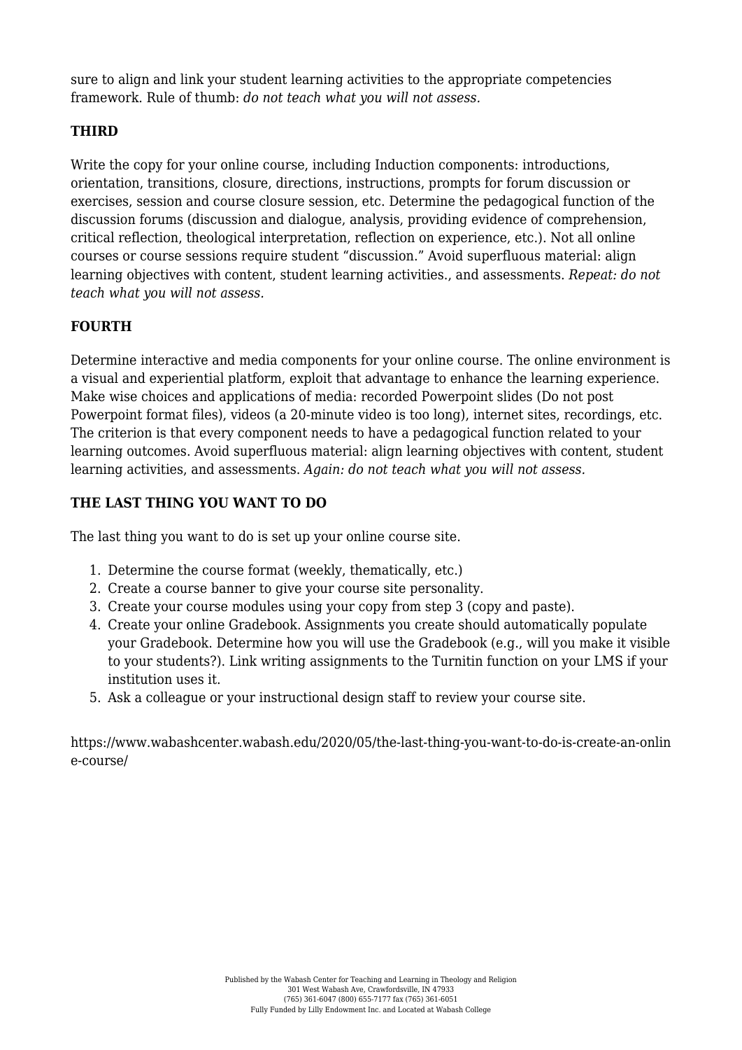sure to align and link your student learning activities to the appropriate competencies framework. Rule of thumb: *do not teach what you will not assess.*

**THIRD**

Write the copy for your online course, including Induction components: introductions, orientation, transitions, closure, directions, instructions, prompts for forum discussion or exercises, session and course closure session, etc. Determine the pedagogical function of the discussion forums (discussion and dialogue, analysis, providing evidence of comprehension, critical reflection, theological interpretation, reflection on experience, etc.). Not all online courses or course sessions require student "discussion." Avoid superfluous material: align learning objectives with content, student learning activities., and assessments. *Repeat: do not teach what you will not assess.*

**FOURTH**

Determine interactive and media components for your online course. The online environment is a visual and experiential platform, exploit that advantage to enhance the learning experience. Make wise choices and applications of media: recorded Powerpoint slides (Do not post Powerpoint format files), videos (a 20-minute video is too long), internet sites, recordings, etc. The criterion is that every component needs to have a pedagogical function related to your learning outcomes. Avoid superfluous material: align learning objectives with content, student learning activities, and assessments. *Again: do not teach what you will not assess.*

**THE LAST THING YOU WANT TO DO**

The last thing you want to do is set up your online course site.

1. Determine the course format (weekly, thematically, etc.)
2. Create a course banner to give your course site personality.
3. Create your course modules using your copy from step 3 (copy and paste).
4. Create your online Gradebook. Assignments you create should automatically populate your Gradebook. Determine how you will use the Gradebook (e.g., will you make it visible to your students?). Link writing assignments to the Turnitin function on your LMS if your institution uses it.
5. Ask a colleague or your instructional design staff to review your course site.

https://www.wabashcenter.wabash.edu/2020/05/the-last-thing-you-want-to-do-is-create-an-online-course/